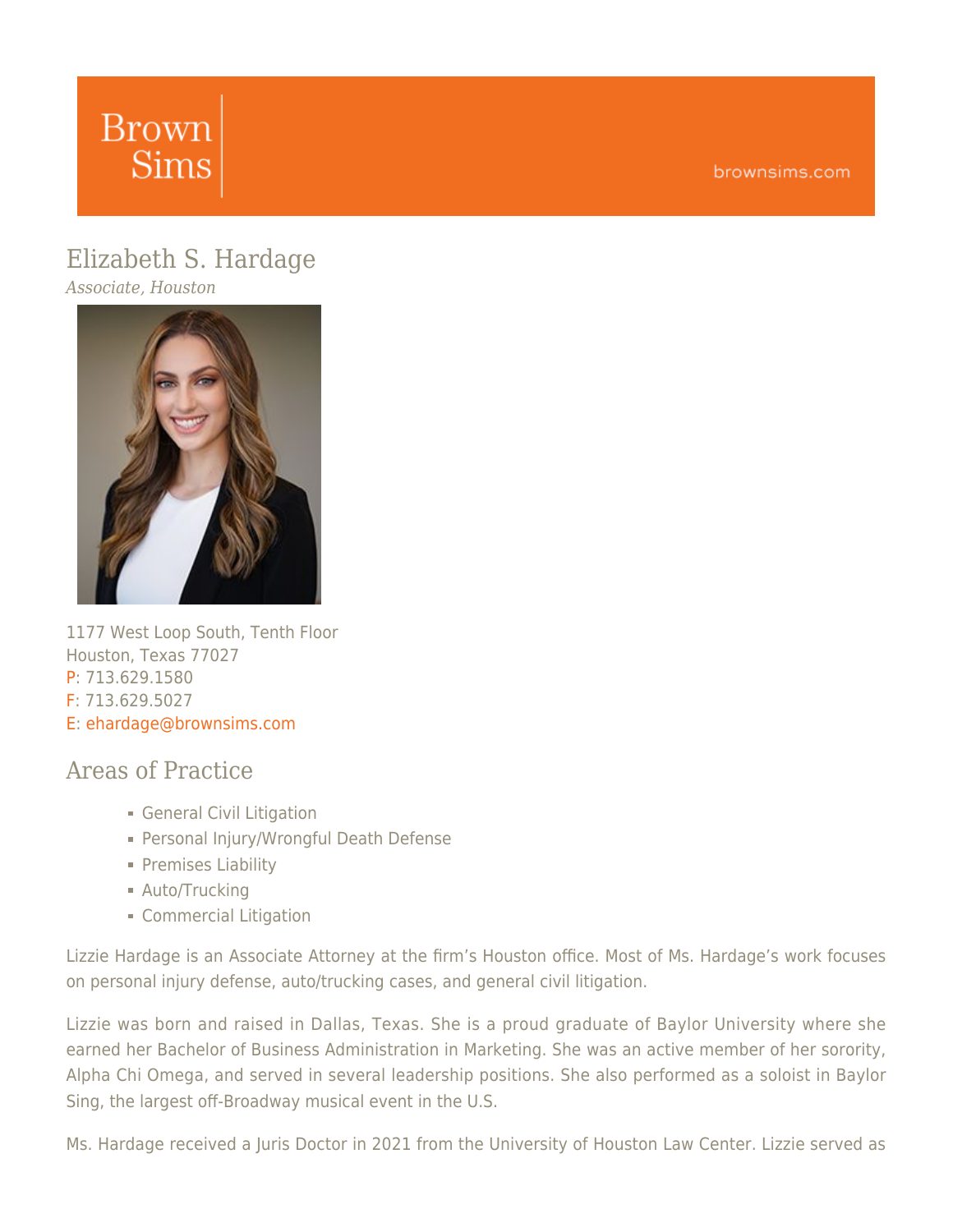Brown Sims

brownsims.com

# Elizabeth S. Hardage

*Associate, Houston*

1177 West Loop South, Tenth Floor
Houston, Texas 77027
P: 713.629.1580
F: 713.629.5027
E: ehardage@brownsims.com

## Areas of Practice

- General Civil Litigation
- Personal Injury/Wrongful Death Defense
- Premises Liability
- Auto/Trucking
- Commercial Litigation

Lizzie Hardage is an Associate Attorney at the firm's Houston office. Most of Ms. Hardage's work focuses on personal injury defense, auto/trucking cases, and general civil litigation.

Lizzie was born and raised in Dallas, Texas. She is a proud graduate of Baylor University where she earned her Bachelor of Business Administration in Marketing. She was an active member of her sorority, Alpha Chi Omega, and served in several leadership positions. She also performed as a soloist in Baylor Sing, the largest off-Broadway musical event in the U.S.

Ms. Hardage received a Juris Doctor in 2021 from the University of Houston Law Center. Lizzie served as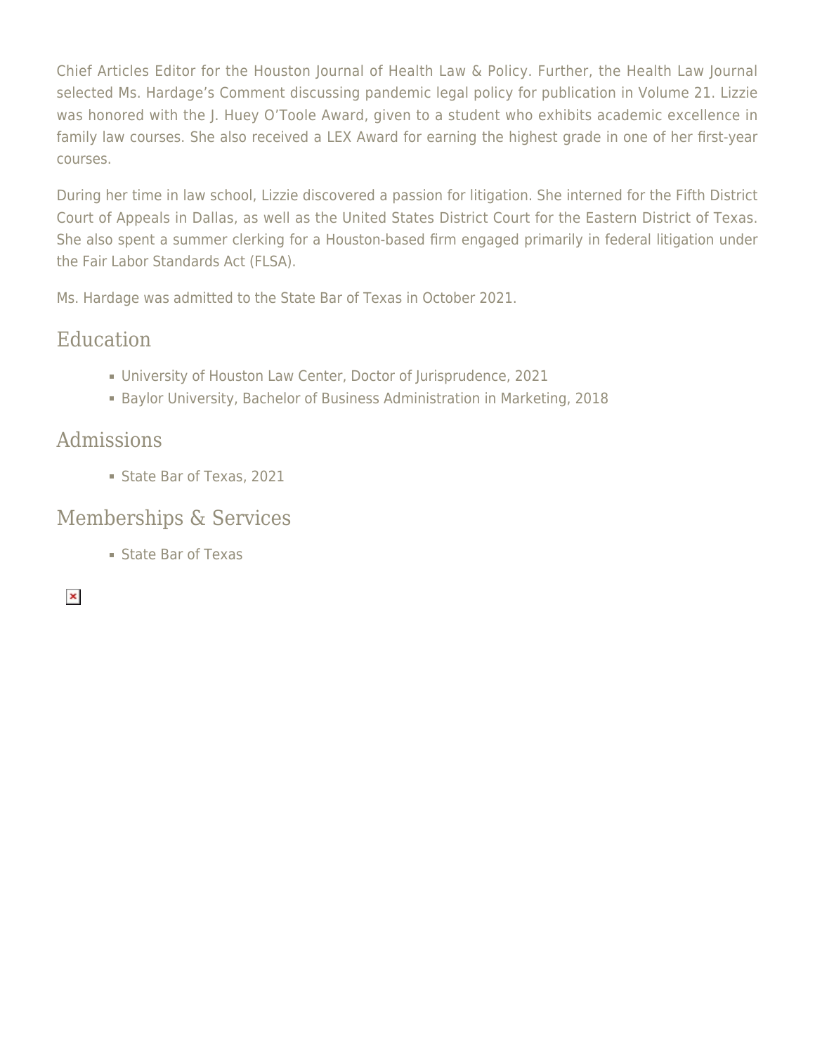Chief Articles Editor for the Houston Journal of Health Law & Policy. Further, the Health Law Journal selected Ms. Hardage's Comment discussing pandemic legal policy for publication in Volume 21. Lizzie was honored with the J. Huey O'Toole Award, given to a student who exhibits academic excellence in family law courses. She also received a LEX Award for earning the highest grade in one of her first-year courses.

During her time in law school, Lizzie discovered a passion for litigation. She interned for the Fifth District Court of Appeals in Dallas, as well as the United States District Court for the Eastern District of Texas. She also spent a summer clerking for a Houston-based firm engaged primarily in federal litigation under the Fair Labor Standards Act (FLSA).

Ms. Hardage was admitted to the State Bar of Texas in October 2021.

## Education

- University of Houston Law Center, Doctor of Jurisprudence, 2021
- Baylor University, Bachelor of Business Administration in Marketing, 2018

## Admissions

- State Bar of Texas, 2021

## Memberships & Services

- State Bar of Texas